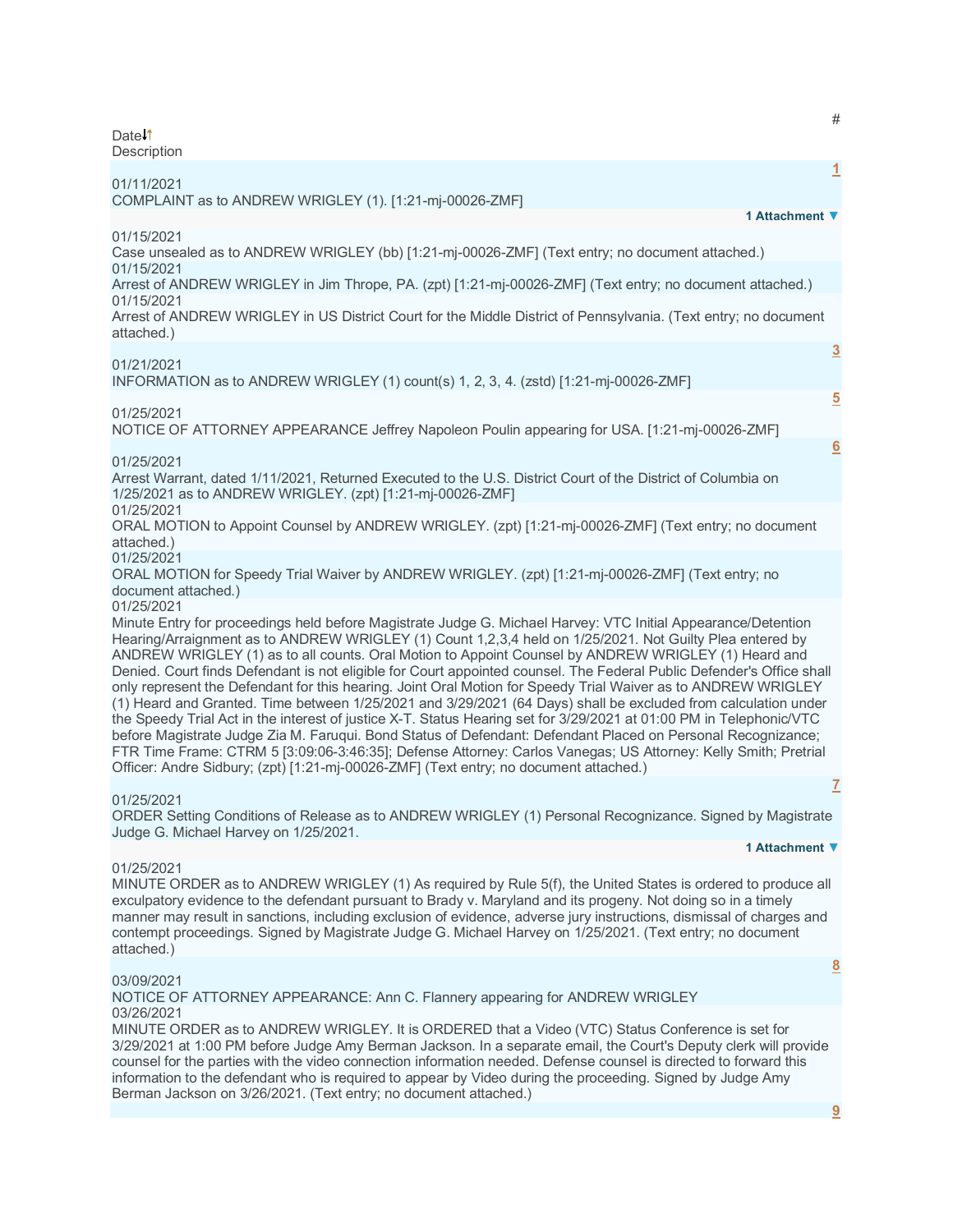| Date | # | Description |
| --- | --- | --- |
| 01/11/2021 | 1 | COMPLAINT as to ANDREW WRIGLEY (1). [1:21-mj-00026-ZMF] 1 Attachment |
| 01/15/2021 | | Case unsealed as to ANDREW WRIGLEY (bb) [1:21-mj-00026-ZMF] (Text entry; no document attached.) |
| 01/15/2021 | | Arrest of ANDREW WRIGLEY in Jim Thrope, PA. (zpt) [1:21-mj-00026-ZMF] (Text entry; no document attached.) |
| 01/15/2021 | | Arrest of ANDREW WRIGLEY in US District Court for the Middle District of Pennsylvania. (Text entry; no document attached.) |
| 01/21/2021 | 3 | INFORMATION as to ANDREW WRIGLEY (1) count(s) 1, 2, 3, 4. (zstd) [1:21-mj-00026-ZMF] |
| 01/25/2021 | 5 | NOTICE OF ATTORNEY APPEARANCE Jeffrey Napoleon Poulin appearing for USA. [1:21-mj-00026-ZMF] |
| 01/25/2021 | 6 | Arrest Warrant, dated 1/11/2021, Returned Executed to the U.S. District Court of the District of Columbia on 1/25/2021 as to ANDREW WRIGLEY. (zpt) [1:21-mj-00026-ZMF] |
| 01/25/2021 | | ORAL MOTION to Appoint Counsel by ANDREW WRIGLEY. (zpt) [1:21-mj-00026-ZMF] (Text entry; no document attached.) |
| 01/25/2021 | | ORAL MOTION for Speedy Trial Waiver by ANDREW WRIGLEY. (zpt) [1:21-mj-00026-ZMF] (Text entry; no document attached.) |
| 01/25/2021 | | Minute Entry for proceedings held before Magistrate Judge G. Michael Harvey: VTC Initial Appearance/Detention Hearing/Arraignment as to ANDREW WRIGLEY (1) Count 1,2,3,4 held on 1/25/2021. Not Guilty Plea entered by ANDREW WRIGLEY (1) as to all counts. Oral Motion to Appoint Counsel by ANDREW WRIGLEY (1) Heard and Denied. Court finds Defendant is not eligible for Court appointed counsel. The Federal Public Defender's Office shall only represent the Defendant for this hearing. Joint Oral Motion for Speedy Trial Waiver as to ANDREW WRIGLEY (1) Heard and Granted. Time between 1/25/2021 and 3/29/2021 (64 Days) shall be excluded from calculation under the Speedy Trial Act in the interest of justice X-T. Status Hearing set for 3/29/2021 at 01:00 PM in Telephonic/VTC before Magistrate Judge Zia M. Faruqui. Bond Status of Defendant: Defendant Placed on Personal Recognizance; FTR Time Frame: CTRM 5 [3:09:06-3:46:35]; Defense Attorney: Carlos Vanegas; US Attorney: Kelly Smith; Pretrial Officer: Andre Sidbury; (zpt) [1:21-mj-00026-ZMF] (Text entry; no document attached.) |
| 01/25/2021 | 7 | ORDER Setting Conditions of Release as to ANDREW WRIGLEY (1) Personal Recognizance. Signed by Magistrate Judge G. Michael Harvey on 1/25/2021. 1 Attachment |
| 01/25/2021 | | MINUTE ORDER as to ANDREW WRIGLEY (1) As required by Rule 5(f), the United States is ordered to produce all exculpatory evidence to the defendant pursuant to Brady v. Maryland and its progeny. Not doing so in a timely manner may result in sanctions, including exclusion of evidence, adverse jury instructions, dismissal of charges and contempt proceedings. Signed by Magistrate Judge G. Michael Harvey on 1/25/2021. (Text entry; no document attached.) |
| 03/09/2021 | 8 | NOTICE OF ATTORNEY APPEARANCE: Ann C. Flannery appearing for ANDREW WRIGLEY |
| 03/26/2021 | | MINUTE ORDER as to ANDREW WRIGLEY. It is ORDERED that a Video (VTC) Status Conference is set for 3/29/2021 at 1:00 PM before Judge Amy Berman Jackson. In a separate email, the Court's Deputy clerk will provide counsel for the parties with the video connection information needed. Defense counsel is directed to forward this information to the defendant who is required to appear by Video during the proceeding. Signed by Judge Amy Berman Jackson on 3/26/2021. (Text entry; no document attached.) |
| | 9 | |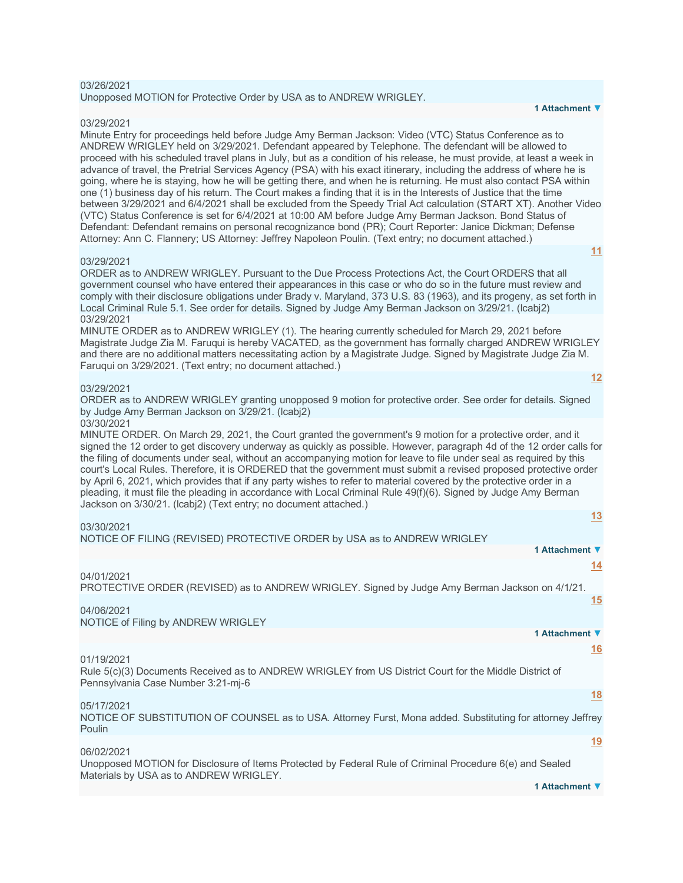03/26/2021
Unopposed MOTION for Protective Order by USA as to ANDREW WRIGLEY.

**1 Attachment ▼**

03/29/2021
Minute Entry for proceedings held before Judge Amy Berman Jackson: Video (VTC) Status Conference as to ANDREW WRIGLEY held on 3/29/2021. Defendant appeared by Telephone. The defendant will be allowed to proceed with his scheduled travel plans in July, but as a condition of his release, he must provide, at least a week in advance of travel, the Pretrial Services Agency (PSA) with his exact itinerary, including the address of where he is going, where he is staying, how he will be getting there, and when he is returning. He must also contact PSA within one (1) business day of his return. The Court makes a finding that it is in the Interests of Justice that the time between 3/29/2021 and 6/4/2021 shall be excluded from the Speedy Trial Act calculation (START XT). Another Video (VTC) Status Conference is set for 6/4/2021 at 10:00 AM before Judge Amy Berman Jackson. Bond Status of Defendant: Defendant remains on personal recognizance bond (PR); Court Reporter: Janice Dickman; Defense Attorney: Ann C. Flannery; US Attorney: Jeffrey Napoleon Poulin. (Text entry; no document attached.)

**11**

03/29/2021
ORDER as to ANDREW WRIGLEY. Pursuant to the Due Process Protections Act, the Court ORDERS that all government counsel who have entered their appearances in this case or who do so in the future must review and comply with their disclosure obligations under Brady v. Maryland, 373 U.S. 83 (1963), and its progeny, as set forth in Local Criminal Rule 5.1. See order for details. Signed by Judge Amy Berman Jackson on 3/29/21. (lcabj2)

03/29/2021
MINUTE ORDER as to ANDREW WRIGLEY (1). The hearing currently scheduled for March 29, 2021 before Magistrate Judge Zia M. Faruqui is hereby VACATED, as the government has formally charged ANDREW WRIGLEY and there are no additional matters necessitating action by a Magistrate Judge. Signed by Magistrate Judge Zia M. Faruqui on 3/29/2021. (Text entry; no document attached.)

**12**

03/29/2021
ORDER as to ANDREW WRIGLEY granting unopposed 9 motion for protective order. See order for details. Signed by Judge Amy Berman Jackson on 3/29/21. (lcabj2)

03/30/2021
MINUTE ORDER. On March 29, 2021, the Court granted the government's 9 motion for a protective order, and it signed the 12 order to get discovery underway as quickly as possible. However, paragraph 4d of the 12 order calls for the filing of documents under seal, without an accompanying motion for leave to file under seal as required by this court's Local Rules. Therefore, it is ORDERED that the government must submit a revised proposed protective order by April 6, 2021, which provides that if any party wishes to refer to material covered by the protective order in a pleading, it must file the pleading in accordance with Local Criminal Rule 49(f)(6). Signed by Judge Amy Berman Jackson on 3/30/21. (lcabj2) (Text entry; no document attached.)

**13**

03/30/2021
NOTICE OF FILING (REVISED) PROTECTIVE ORDER by USA as to ANDREW WRIGLEY

**1 Attachment ▼**

**14**

04/01/2021
PROTECTIVE ORDER (REVISED) as to ANDREW WRIGLEY. Signed by Judge Amy Berman Jackson on 4/1/21.

**15**

04/06/2021
NOTICE of Filing by ANDREW WRIGLEY

**1 Attachment ▼**

**16**

01/19/2021
Rule 5(c)(3) Documents Received as to ANDREW WRIGLEY from US District Court for the Middle District of Pennsylvania Case Number 3:21-mj-6

**18**

05/17/2021
NOTICE OF SUBSTITUTION OF COUNSEL as to USA. Attorney Furst, Mona added. Substituting for attorney Jeffrey Poulin

**19**

06/02/2021
Unopposed MOTION for Disclosure of Items Protected by Federal Rule of Criminal Procedure 6(e) and Sealed Materials by USA as to ANDREW WRIGLEY.

**1 Attachment ▼**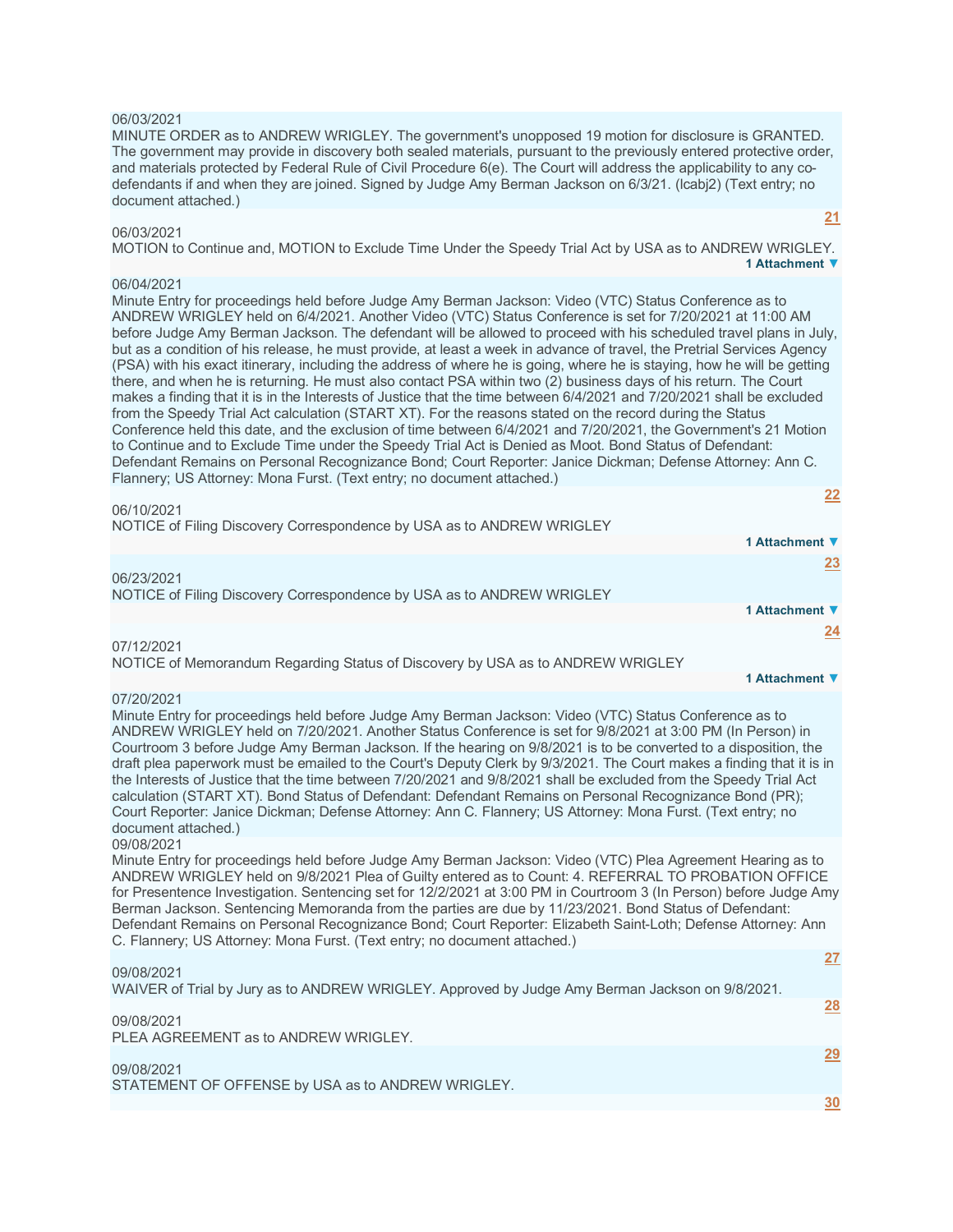06/03/2021

MINUTE ORDER as to ANDREW WRIGLEY. The government's unopposed 19 motion for disclosure is GRANTED. The government may provide in discovery both sealed materials, pursuant to the previously entered protective order, and materials protected by Federal Rule of Civil Procedure 6(e). The Court will address the applicability to any co-defendants if and when they are joined. Signed by Judge Amy Berman Jackson on 6/3/21. (lcabj2) (Text entry; no document attached.)

**21**

06/03/2021

MOTION to Continue and, MOTION to Exclude Time Under the Speedy Trial Act by USA as to ANDREW WRIGLEY.

**1 Attachment ▼**

06/04/2021

Minute Entry for proceedings held before Judge Amy Berman Jackson: Video (VTC) Status Conference as to ANDREW WRIGLEY held on 6/4/2021. Another Video (VTC) Status Conference is set for 7/20/2021 at 11:00 AM before Judge Amy Berman Jackson. The defendant will be allowed to proceed with his scheduled travel plans in July, but as a condition of his release, he must provide, at least a week in advance of travel, the Pretrial Services Agency (PSA) with his exact itinerary, including the address of where he is going, where he is staying, how he will be getting there, and when he is returning. He must also contact PSA within two (2) business days of his return. The Court makes a finding that it is in the Interests of Justice that the time between 6/4/2021 and 7/20/2021 shall be excluded from the Speedy Trial Act calculation (START XT). For the reasons stated on the record during the Status Conference held this date, and the exclusion of time between 6/4/2021 and 7/20/2021, the Government's 21 Motion to Continue and to Exclude Time under the Speedy Trial Act is Denied as Moot. Bond Status of Defendant: Defendant Remains on Personal Recognizance Bond; Court Reporter: Janice Dickman; Defense Attorney: Ann C. Flannery; US Attorney: Mona Furst. (Text entry; no document attached.)

**22**

06/10/2021

NOTICE of Filing Discovery Correspondence by USA as to ANDREW WRIGLEY

**1 Attachment ▼**

**23**

06/23/2021

NOTICE of Filing Discovery Correspondence by USA as to ANDREW WRIGLEY

**1 Attachment ▼**

**24**

07/12/2021

NOTICE of Memorandum Regarding Status of Discovery by USA as to ANDREW WRIGLEY

**1 Attachment ▼**

07/20/2021

Minute Entry for proceedings held before Judge Amy Berman Jackson: Video (VTC) Status Conference as to ANDREW WRIGLEY held on 7/20/2021. Another Status Conference is set for 9/8/2021 at 3:00 PM (In Person) in Courtroom 3 before Judge Amy Berman Jackson. If the hearing on 9/8/2021 is to be converted to a disposition, the draft plea paperwork must be emailed to the Court's Deputy Clerk by 9/3/2021. The Court makes a finding that it is in the Interests of Justice that the time between 7/20/2021 and 9/8/2021 shall be excluded from the Speedy Trial Act calculation (START XT). Bond Status of Defendant: Defendant Remains on Personal Recognizance Bond (PR); Court Reporter: Janice Dickman; Defense Attorney: Ann C. Flannery; US Attorney: Mona Furst. (Text entry; no document attached.)

09/08/2021

Minute Entry for proceedings held before Judge Amy Berman Jackson: Video (VTC) Plea Agreement Hearing as to ANDREW WRIGLEY held on 9/8/2021 Plea of Guilty entered as to Count: 4. REFERRAL TO PROBATION OFFICE for Presentence Investigation. Sentencing set for 12/2/2021 at 3:00 PM in Courtroom 3 (In Person) before Judge Amy Berman Jackson. Sentencing Memoranda from the parties are due by 11/23/2021. Bond Status of Defendant: Defendant Remains on Personal Recognizance Bond; Court Reporter: Elizabeth Saint-Loth; Defense Attorney: Ann C. Flannery; US Attorney: Mona Furst. (Text entry; no document attached.)

**27**

09/08/2021

WAIVER of Trial by Jury as to ANDREW WRIGLEY. Approved by Judge Amy Berman Jackson on 9/8/2021.

**28**

09/08/2021

PLEA AGREEMENT as to ANDREW WRIGLEY.

**29**

09/08/2021

STATEMENT OF OFFENSE by USA as to ANDREW WRIGLEY.

**30**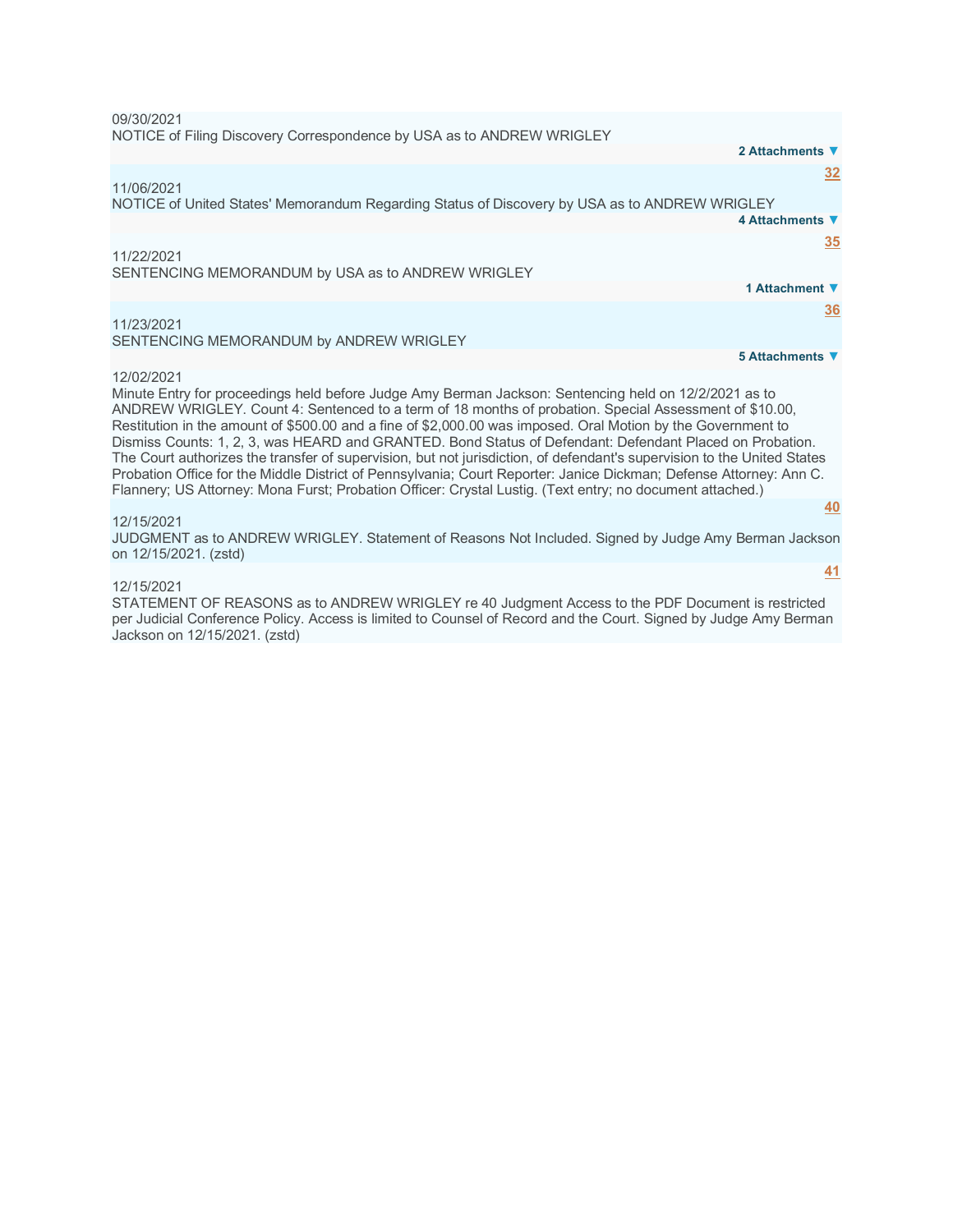09/30/2021
NOTICE of Filing Discovery Correspondence by USA as to ANDREW WRIGLEY

**2 Attachments ▼**

**32**

11/06/2021
NOTICE of United States' Memorandum Regarding Status of Discovery by USA as to ANDREW WRIGLEY

**4 Attachments ▼**

**35**

11/22/2021
SENTENCING MEMORANDUM by USA as to ANDREW WRIGLEY

**1 Attachment ▼**

**36**

11/23/2021
SENTENCING MEMORANDUM by ANDREW WRIGLEY

**5 Attachments ▼**

12/02/2021
Minute Entry for proceedings held before Judge Amy Berman Jackson: Sentencing held on 12/2/2021 as to ANDREW WRIGLEY. Count 4: Sentenced to a term of 18 months of probation. Special Assessment of $10.00, Restitution in the amount of $500.00 and a fine of $2,000.00 was imposed. Oral Motion by the Government to Dismiss Counts: 1, 2, 3, was HEARD and GRANTED. Bond Status of Defendant: Defendant Placed on Probation. The Court authorizes the transfer of supervision, but not jurisdiction, of defendant's supervision to the United States Probation Office for the Middle District of Pennsylvania; Court Reporter: Janice Dickman; Defense Attorney: Ann C. Flannery; US Attorney: Mona Furst; Probation Officer: Crystal Lustig. (Text entry; no document attached.)

**40**

12/15/2021
JUDGMENT as to ANDREW WRIGLEY. Statement of Reasons Not Included. Signed by Judge Amy Berman Jackson on 12/15/2021. (zstd)

**41**

12/15/2021
STATEMENT OF REASONS as to ANDREW WRIGLEY re 40 Judgment Access to the PDF Document is restricted per Judicial Conference Policy. Access is limited to Counsel of Record and the Court. Signed by Judge Amy Berman Jackson on 12/15/2021. (zstd)